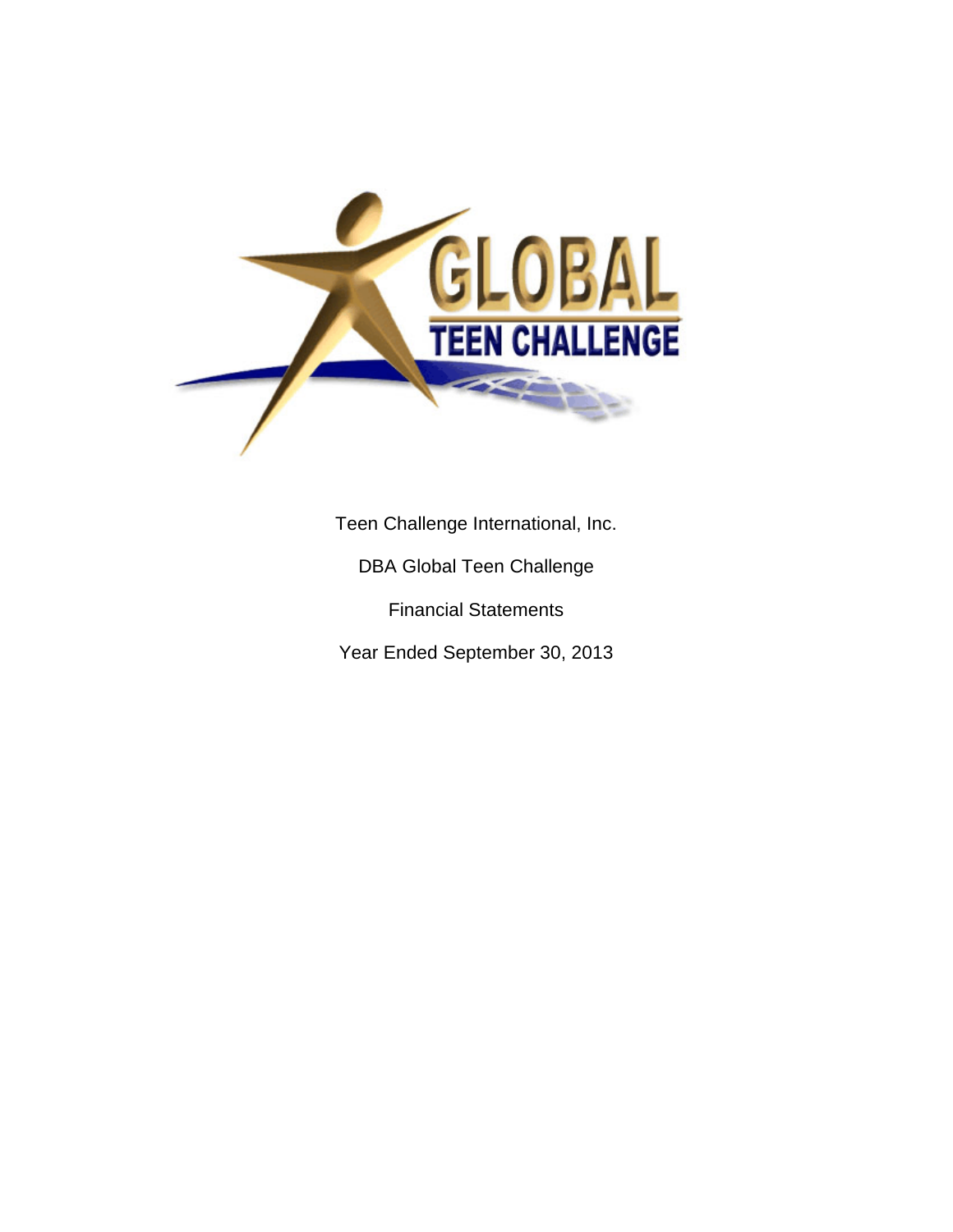GLOBAL TEEN CHALLENGE

Teen Challenge International, Inc.

DBA Global Teen Challenge

Financial Statements

Year Ended September 30, 2013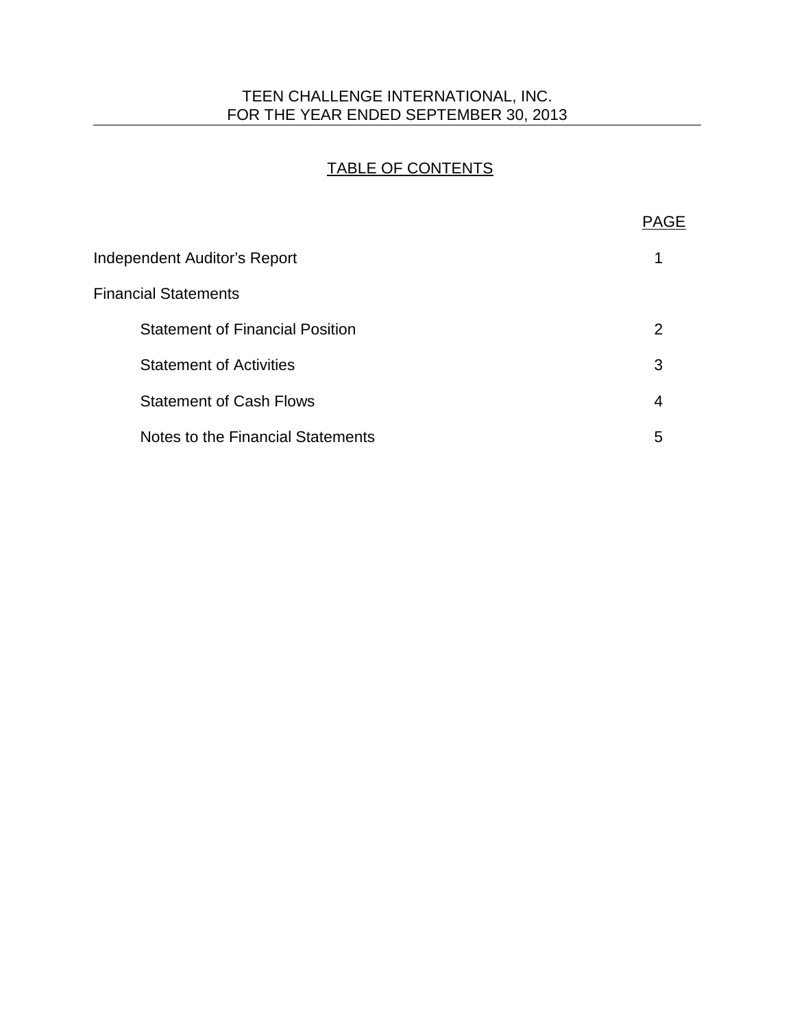# TEEN CHALLENGE INTERNATIONAL, INC.
## FOR THE YEAR ENDED SEPTEMBER 30, 2013

### TABLE OF CONTENTS

| | PAGE |
|---|---|
| Independent Auditor's Report | 1 |
| Financial Statements | |
| Statement of Financial Position | 2 |
| Statement of Activities | 3 |
| Statement of Cash Flows | 4 |
| Notes to the Financial Statements | 5 |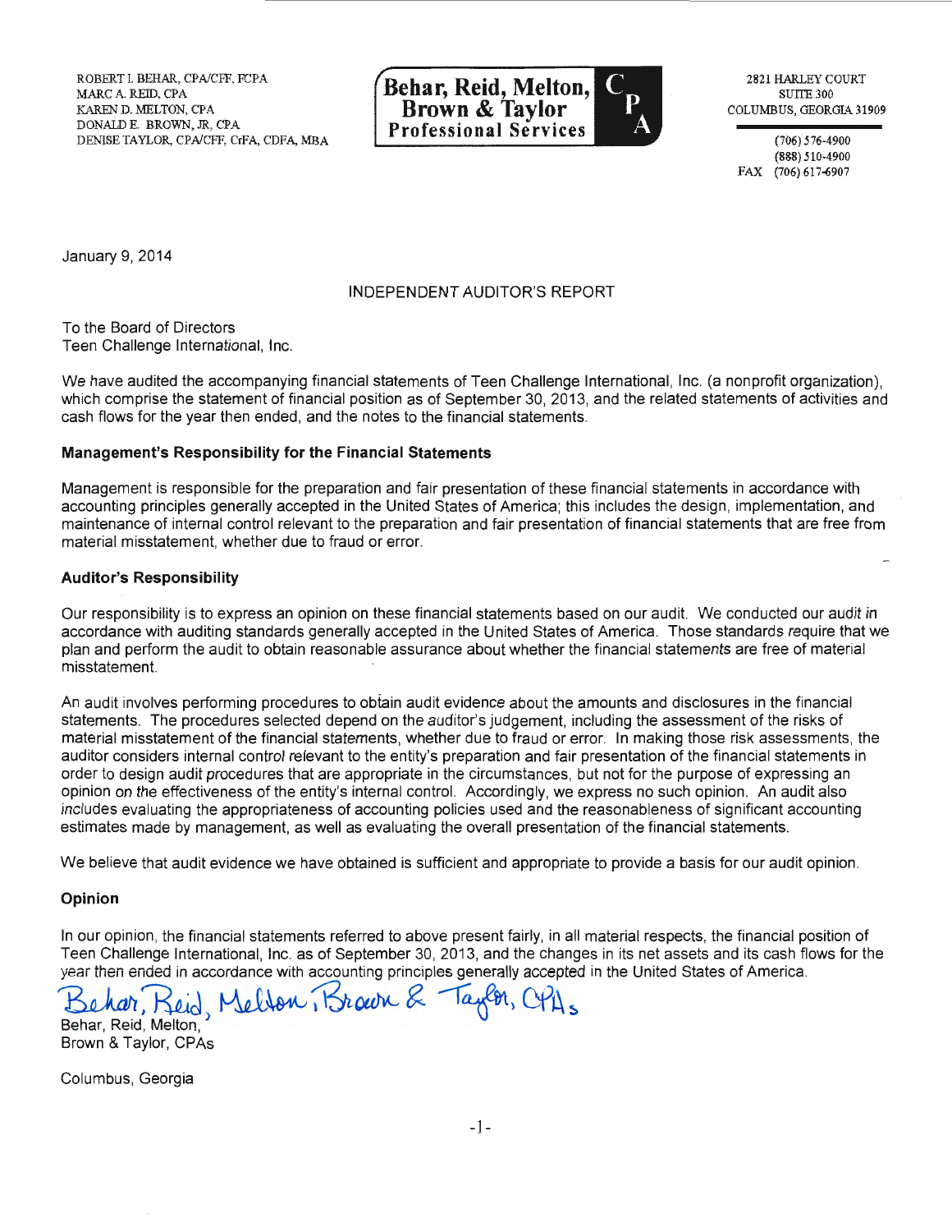ROBERT I. BEHAR, CPA/CFF, FCPA
MARC A. REID, CPA
KAREN D. MELTON, CPA
DONALD E. BROWN, JR, CPA
DENISE TAYLOR, CPA/CFF, CrFA, CDFA, MBA

**Behar, Reid, Melton, Brown & Taylor**
**Professional Services**
**CPA**

2821 HARLEY COURT
SUITE 300
COLUMBUS, GEORGIA 31909

(706) 576-4900
(888) 510-4900
FAX (706) 617-6907

January 9, 2014

INDEPENDENT AUDITOR'S REPORT

To the Board of Directors
Teen Challenge International, Inc.

We have audited the accompanying financial statements of Teen Challenge International, Inc. (a nonprofit organization), which comprise the statement of financial position as of September 30, 2013, and the related statements of activities and cash flows for the year then ended, and the notes to the financial statements.

**Management's Responsibility for the Financial Statements**

Management is responsible for the preparation and fair presentation of these financial statements in accordance with accounting principles generally accepted in the United States of America; this includes the design, implementation, and maintenance of internal control relevant to the preparation and fair presentation of financial statements that are free from material misstatement, whether due to fraud or error.

**Auditor's Responsibility**

Our responsibility is to express an opinion on these financial statements based on our audit. We conducted our audit in accordance with auditing standards generally accepted in the United States of America. Those standards require that we plan and perform the audit to obtain reasonable assurance about whether the financial statements are free of material misstatement.

An audit involves performing procedures to obtain audit evidence about the amounts and disclosures in the financial statements. The procedures selected depend on the auditor's judgement, including the assessment of the risks of material misstatement of the financial statements, whether due to fraud or error. In making those risk assessments, the auditor considers internal control relevant to the entity's preparation and fair presentation of the financial statements in order to design audit procedures that are appropriate in the circumstances, but not for the purpose of expressing an opinion on the effectiveness of the entity's internal control. Accordingly, we express no such opinion. An audit also includes evaluating the appropriateness of accounting policies used and the reasonableness of significant accounting estimates made by management, as well as evaluating the overall presentation of the financial statements.

We believe that audit evidence we have obtained is sufficient and appropriate to provide a basis for our audit opinion.

**Opinion**

In our opinion, the financial statements referred to above present fairly, in all material respects, the financial position of Teen Challenge International, Inc. as of September 30, 2013, and the changes in its net assets and its cash flows for the year then ended in accordance with accounting principles generally accepted in the United States of America.

*Behar, Reid, Melton, Brown & Taylor, CPAs*

Behar, Reid, Melton,
Brown & Taylor, CPAs

Columbus, Georgia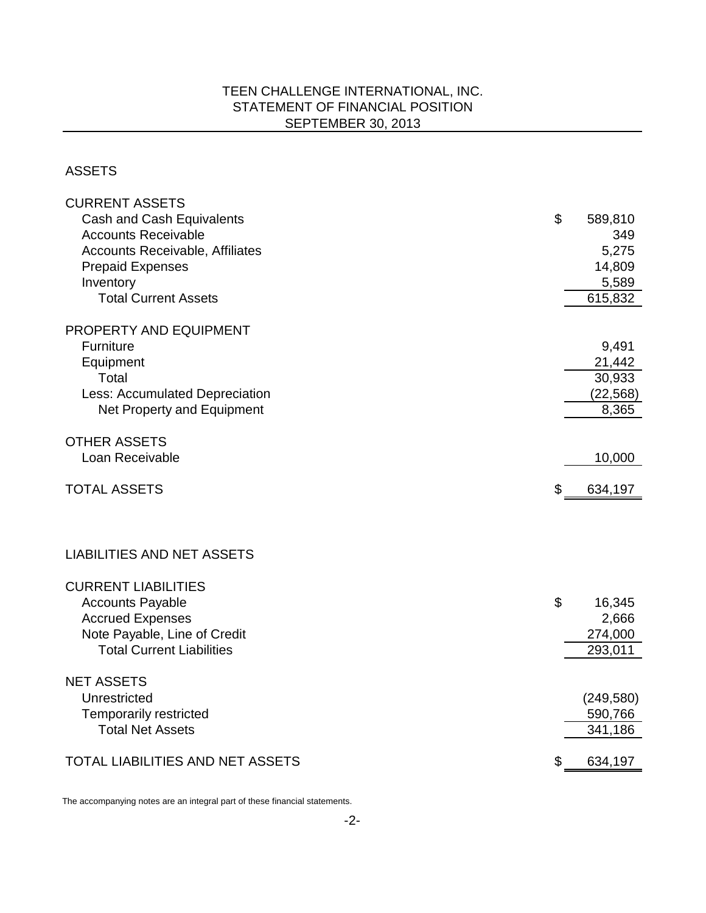# TEEN CHALLENGE INTERNATIONAL, INC.
## STATEMENT OF FINANCIAL POSITION
## SEPTEMBER 30, 2013

### ASSETS

| | |
|---|---|
| **CURRENT ASSETS** | |
| Cash and Cash Equivalents | $ 589,810 |
| Accounts Receivable | 349 |
| Accounts Receivable, Affiliates | 5,275 |
| Prepaid Expenses | 14,809 |
| Inventory | 5,589 |
| Total Current Assets | 615,832 |
| **PROPERTY AND EQUIPMENT** | |
| Furniture | 9,491 |
| Equipment | 21,442 |
| Total | 30,933 |
| Less: Accumulated Depreciation | (22,568) |
| Net Property and Equipment | 8,365 |
| **OTHER ASSETS** | |
| Loan Receivable | 10,000 |
| **TOTAL ASSETS** | $ 634,197 |

### LIABILITIES AND NET ASSETS

| | |
|---|---|
| **CURRENT LIABILITIES** | |
| Accounts Payable | $ 16,345 |
| Accrued Expenses | 2,666 |
| Note Payable, Line of Credit | 274,000 |
| Total Current Liabilities | 293,011 |
| **NET ASSETS** | |
| Unrestricted | (249,580) |
| Temporarily restricted | 590,766 |
| Total Net Assets | 341,186 |
| **TOTAL LIABILITIES AND NET ASSETS** | $ 634,197 |

The accompanying notes are an integral part of these financial statements.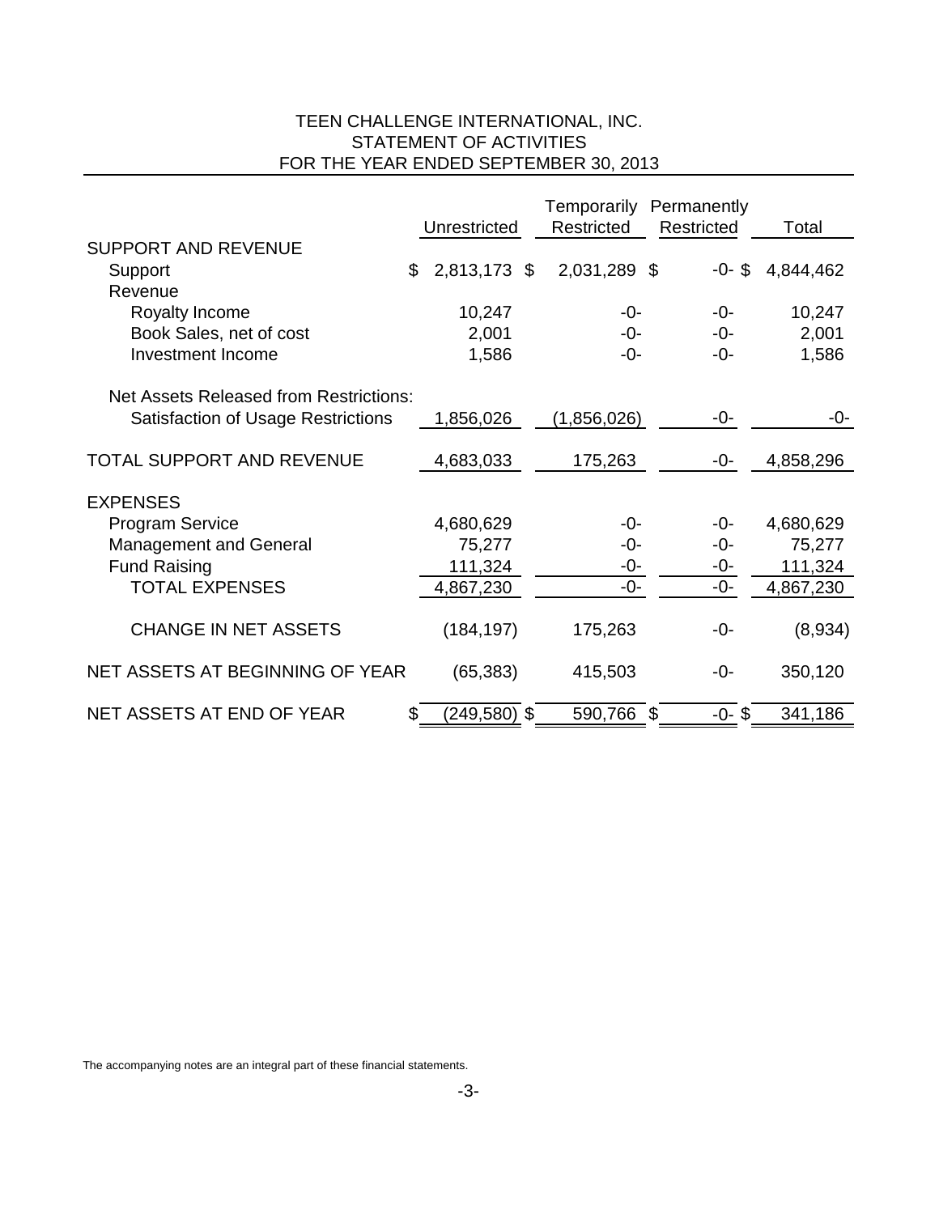# TEEN CHALLENGE INTERNATIONAL, INC.
## STATEMENT OF ACTIVITIES
## FOR THE YEAR ENDED SEPTEMBER 30, 2013

| | Unrestricted | Temporarily Restricted | Permanently Restricted | Total |
|---|---|---|---|---|
| **SUPPORT AND REVENUE** | | | | |
| Support | $ 2,813,173 | $ 2,031,289 | $ -0- | $ 4,844,462 |
| Revenue | | | | |
| Royalty Income | 10,247 | -0- | -0- | 10,247 |
| Book Sales, net of cost | 2,001 | -0- | -0- | 2,001 |
| Investment Income | 1,586 | -0- | -0- | 1,586 |
| Net Assets Released from Restrictions: | | | | |
| Satisfaction of Usage Restrictions | 1,856,026 | (1,856,026) | -0- | -0- |
| **TOTAL SUPPORT AND REVENUE** | 4,683,033 | 175,263 | -0- | 4,858,296 |
| **EXPENSES** | | | | |
| Program Service | 4,680,629 | -0- | -0- | 4,680,629 |
| Management and General | 75,277 | -0- | -0- | 75,277 |
| Fund Raising | 111,324 | -0- | -0- | 111,324 |
| TOTAL EXPENSES | 4,867,230 | -0- | -0- | 4,867,230 |
| CHANGE IN NET ASSETS | (184,197) | 175,263 | -0- | (8,934) |
| NET ASSETS AT BEGINNING OF YEAR | (65,383) | 415,503 | -0- | 350,120 |
| NET ASSETS AT END OF YEAR | $ (249,580) | $ 590,766 | $ -0- | $ 341,186 |

The accompanying notes are an integral part of these financial statements.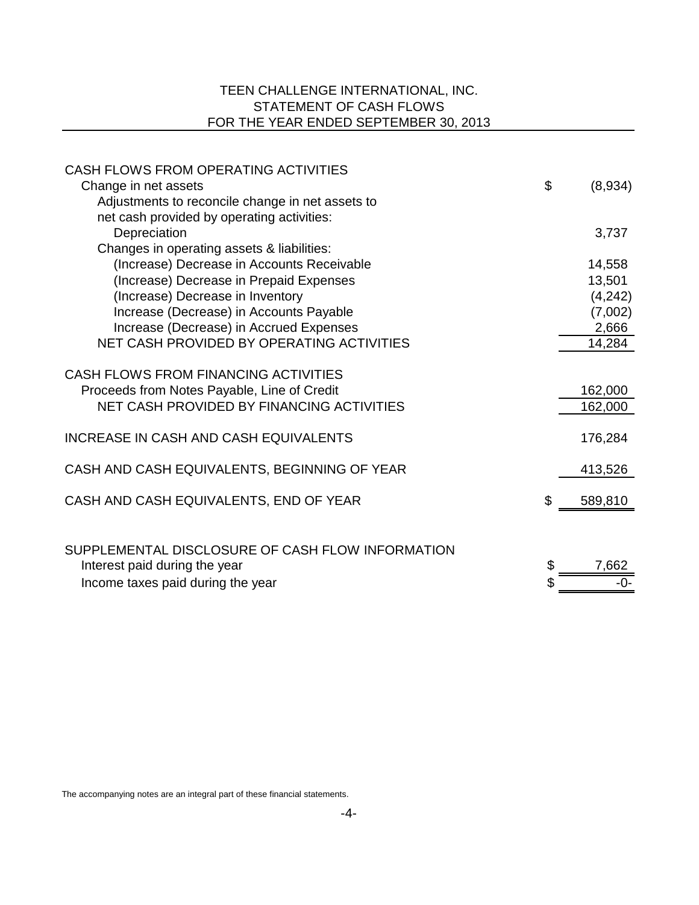# TEEN CHALLENGE INTERNATIONAL, INC.
## STATEMENT OF CASH FLOWS
### FOR THE YEAR ENDED SEPTEMBER 30, 2013

| | | |
|---|---|---|
| **CASH FLOWS FROM OPERATING ACTIVITIES** | | |
| Change in net assets | $ | (8,934) |
| Adjustments to reconcile change in net assets to net cash provided by operating activities: | | |
| Depreciation | | 3,737 |
| Changes in operating assets & liabilities: | | |
| (Increase) Decrease in Accounts Receivable | | 14,558 |
| (Increase) Decrease in Prepaid Expenses | | 13,501 |
| (Increase) Decrease in Inventory | | (4,242) |
| Increase (Decrease) in Accounts Payable | | (7,002) |
| Increase (Decrease) in Accrued Expenses | | 2,666 |
| NET CASH PROVIDED BY OPERATING ACTIVITIES | | 14,284 |
| **CASH FLOWS FROM FINANCING ACTIVITIES** | | |
| Proceeds from Notes Payable, Line of Credit | | 162,000 |
| NET CASH PROVIDED BY FINANCING ACTIVITIES | | 162,000 |
| INCREASE IN CASH AND CASH EQUIVALENTS | | 176,284 |
| CASH AND CASH EQUIVALENTS, BEGINNING OF YEAR | | 413,526 |
| CASH AND CASH EQUIVALENTS, END OF YEAR | $ | 589,810 |

| | | |
|---|---|---|
| **SUPPLEMENTAL DISCLOSURE OF CASH FLOW INFORMATION** | | |
| Interest paid during the year | $ | 7,662 |
| Income taxes paid during the year | $ | -0- |

The accompanying notes are an integral part of these financial statements.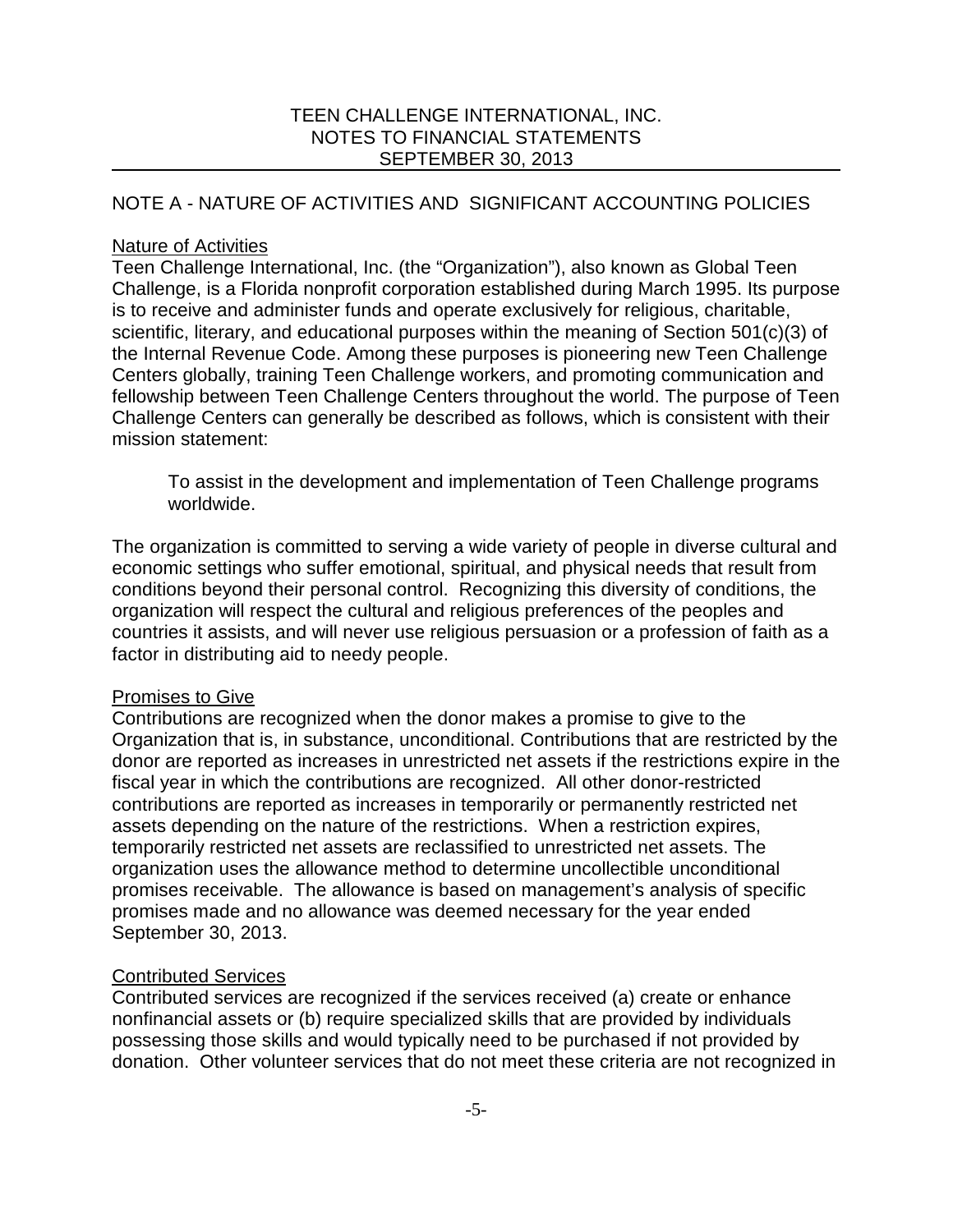## NOTE A - NATURE OF ACTIVITIES AND SIGNIFICANT ACCOUNTING POLICIES

### Nature of Activities

Teen Challenge International, Inc. (the "Organization"), also known as Global Teen Challenge, is a Florida nonprofit corporation established during March 1995. Its purpose is to receive and administer funds and operate exclusively for religious, charitable, scientific, literary, and educational purposes within the meaning of Section 501(c)(3) of the Internal Revenue Code. Among these purposes is pioneering new Teen Challenge Centers globally, training Teen Challenge workers, and promoting communication and fellowship between Teen Challenge Centers throughout the world. The purpose of Teen Challenge Centers can generally be described as follows, which is consistent with their mission statement:

> To assist in the development and implementation of Teen Challenge programs worldwide.

The organization is committed to serving a wide variety of people in diverse cultural and economic settings who suffer emotional, spiritual, and physical needs that result from conditions beyond their personal control. Recognizing this diversity of conditions, the organization will respect the cultural and religious preferences of the peoples and countries it assists, and will never use religious persuasion or a profession of faith as a factor in distributing aid to needy people.

### Promises to Give

Contributions are recognized when the donor makes a promise to give to the Organization that is, in substance, unconditional. Contributions that are restricted by the donor are reported as increases in unrestricted net assets if the restrictions expire in the fiscal year in which the contributions are recognized. All other donor-restricted contributions are reported as increases in temporarily or permanently restricted net assets depending on the nature of the restrictions. When a restriction expires, temporarily restricted net assets are reclassified to unrestricted net assets. The organization uses the allowance method to determine uncollectible unconditional promises receivable. The allowance is based on management's analysis of specific promises made and no allowance was deemed necessary for the year ended September 30, 2013.

### Contributed Services

Contributed services are recognized if the services received (a) create or enhance nonfinancial assets or (b) require specialized skills that are provided by individuals possessing those skills and would typically need to be purchased if not provided by donation. Other volunteer services that do not meet these criteria are not recognized in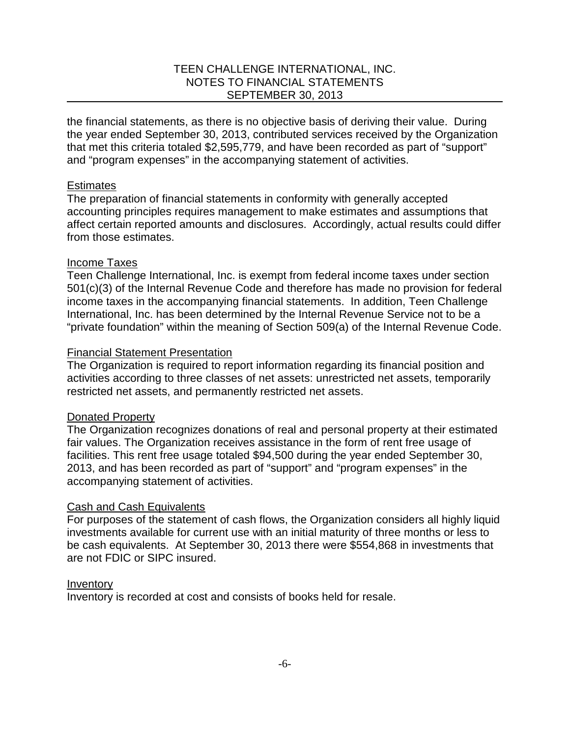the financial statements, as there is no objective basis of deriving their value. During the year ended September 30, 2013, contributed services received by the Organization that met this criteria totaled $2,595,779, and have been recorded as part of "support" and "program expenses" in the accompanying statement of activities.

<u>Estimates</u>

The preparation of financial statements in conformity with generally accepted accounting principles requires management to make estimates and assumptions that affect certain reported amounts and disclosures. Accordingly, actual results could differ from those estimates.

<u>Income Taxes</u>

Teen Challenge International, Inc. is exempt from federal income taxes under section 501(c)(3) of the Internal Revenue Code and therefore has made no provision for federal income taxes in the accompanying financial statements. In addition, Teen Challenge International, Inc. has been determined by the Internal Revenue Service not to be a "private foundation" within the meaning of Section 509(a) of the Internal Revenue Code.

<u>Financial Statement Presentation</u>

The Organization is required to report information regarding its financial position and activities according to three classes of net assets: unrestricted net assets, temporarily restricted net assets, and permanently restricted net assets.

<u>Donated Property</u>

The Organization recognizes donations of real and personal property at their estimated fair values. The Organization receives assistance in the form of rent free usage of facilities. This rent free usage totaled $94,500 during the year ended September 30, 2013, and has been recorded as part of "support" and "program expenses" in the accompanying statement of activities.

<u>Cash and Cash Equivalents</u>

For purposes of the statement of cash flows, the Organization considers all highly liquid investments available for current use with an initial maturity of three months or less to be cash equivalents. At September 30, 2013 there were $554,868 in investments that are not FDIC or SIPC insured.

<u>Inventory</u>

Inventory is recorded at cost and consists of books held for resale.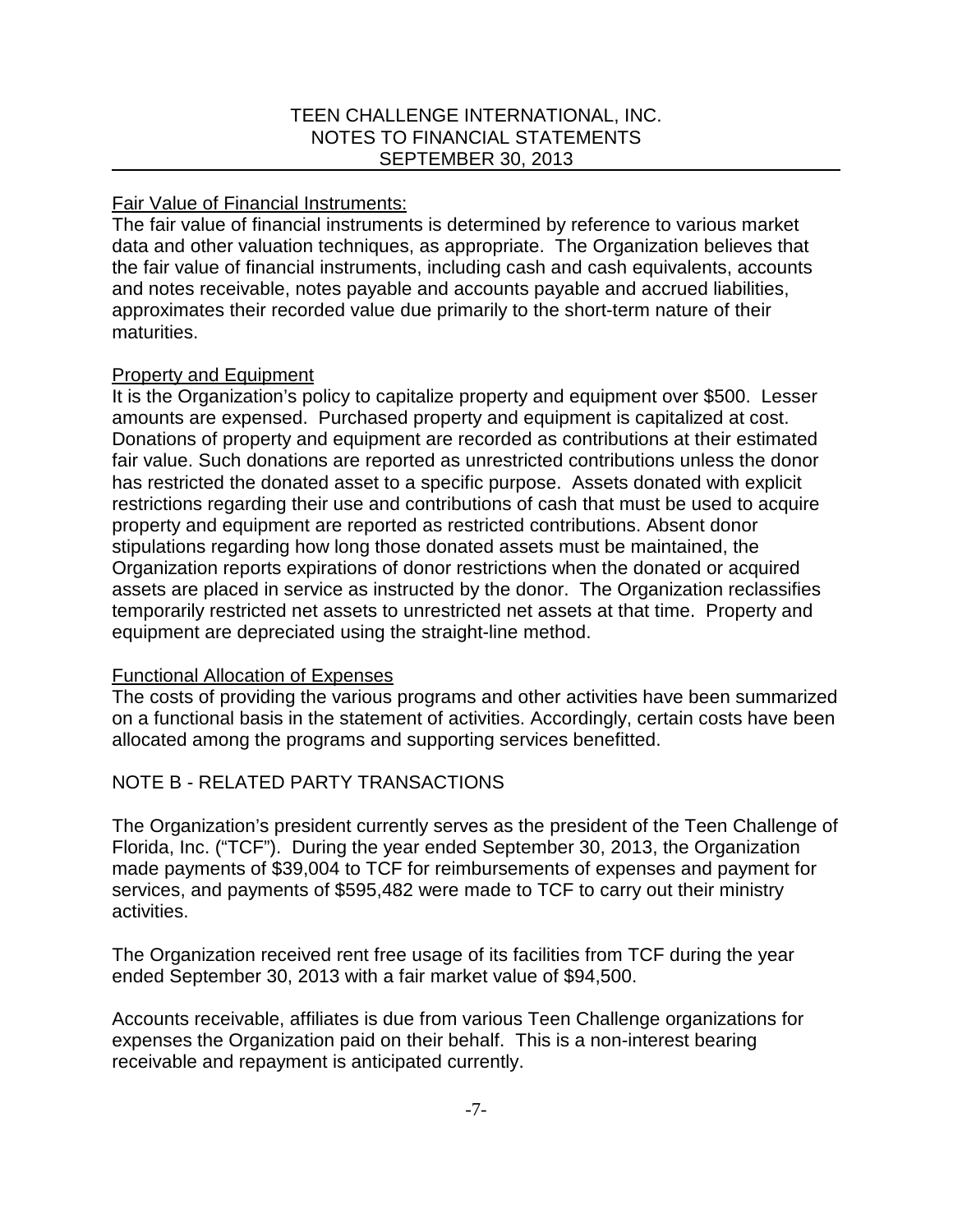Fair Value of Financial Instruments:

The fair value of financial instruments is determined by reference to various market data and other valuation techniques, as appropriate. The Organization believes that the fair value of financial instruments, including cash and cash equivalents, accounts and notes receivable, notes payable and accounts payable and accrued liabilities, approximates their recorded value due primarily to the short-term nature of their maturities.

Property and Equipment

It is the Organization's policy to capitalize property and equipment over $500. Lesser amounts are expensed. Purchased property and equipment is capitalized at cost. Donations of property and equipment are recorded as contributions at their estimated fair value. Such donations are reported as unrestricted contributions unless the donor has restricted the donated asset to a specific purpose. Assets donated with explicit restrictions regarding their use and contributions of cash that must be used to acquire property and equipment are reported as restricted contributions. Absent donor stipulations regarding how long those donated assets must be maintained, the Organization reports expirations of donor restrictions when the donated or acquired assets are placed in service as instructed by the donor. The Organization reclassifies temporarily restricted net assets to unrestricted net assets at that time. Property and equipment are depreciated using the straight-line method.

Functional Allocation of Expenses

The costs of providing the various programs and other activities have been summarized on a functional basis in the statement of activities. Accordingly, certain costs have been allocated among the programs and supporting services benefitted.

## NOTE B - RELATED PARTY TRANSACTIONS

The Organization's president currently serves as the president of the Teen Challenge of Florida, Inc. ("TCF"). During the year ended September 30, 2013, the Organization made payments of $39,004 to TCF for reimbursements of expenses and payment for services, and payments of $595,482 were made to TCF to carry out their ministry activities.

The Organization received rent free usage of its facilities from TCF during the year ended September 30, 2013 with a fair market value of $94,500.

Accounts receivable, affiliates is due from various Teen Challenge organizations for expenses the Organization paid on their behalf. This is a non-interest bearing receivable and repayment is anticipated currently.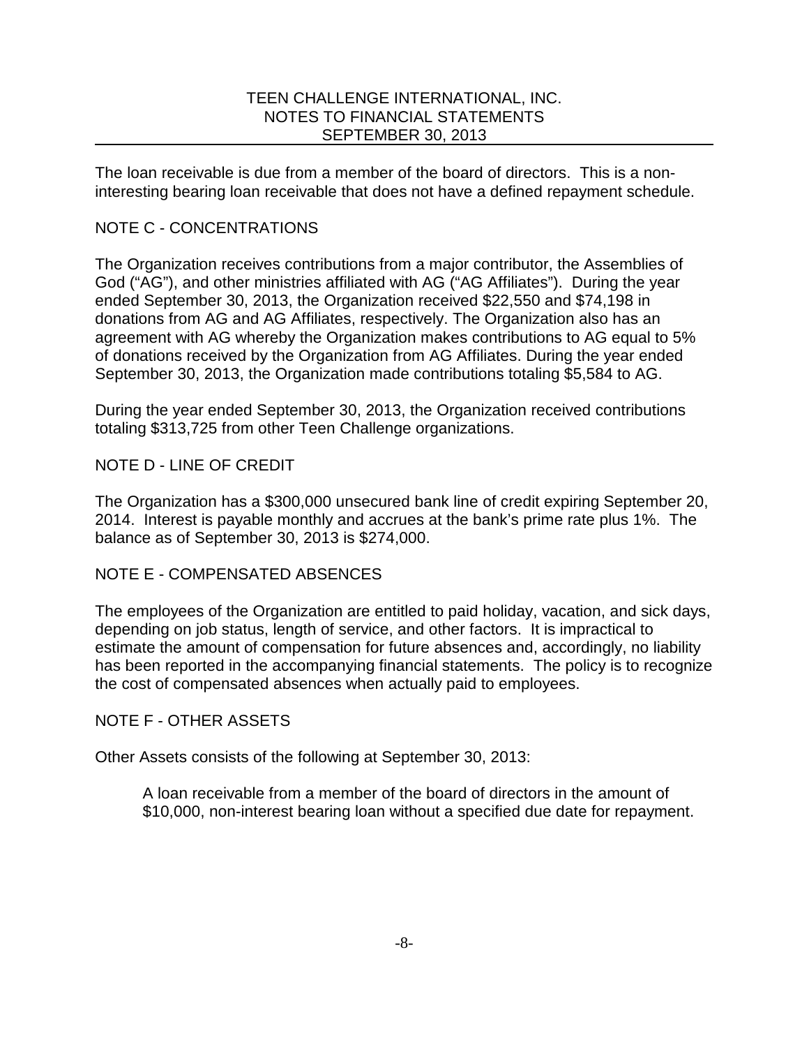The loan receivable is due from a member of the board of directors. This is a non-interesting bearing loan receivable that does not have a defined repayment schedule.

## NOTE C - CONCENTRATIONS

The Organization receives contributions from a major contributor, the Assemblies of God ("AG"), and other ministries affiliated with AG ("AG Affiliates"). During the year ended September 30, 2013, the Organization received $22,550 and $74,198 in donations from AG and AG Affiliates, respectively. The Organization also has an agreement with AG whereby the Organization makes contributions to AG equal to 5% of donations received by the Organization from AG Affiliates. During the year ended September 30, 2013, the Organization made contributions totaling $5,584 to AG.

During the year ended September 30, 2013, the Organization received contributions totaling $313,725 from other Teen Challenge organizations.

## NOTE D - LINE OF CREDIT

The Organization has a $300,000 unsecured bank line of credit expiring September 20, 2014. Interest is payable monthly and accrues at the bank's prime rate plus 1%. The balance as of September 30, 2013 is $274,000.

## NOTE E - COMPENSATED ABSENCES

The employees of the Organization are entitled to paid holiday, vacation, and sick days, depending on job status, length of service, and other factors. It is impractical to estimate the amount of compensation for future absences and, accordingly, no liability has been reported in the accompanying financial statements. The policy is to recognize the cost of compensated absences when actually paid to employees.

## NOTE F - OTHER ASSETS

Other Assets consists of the following at September 30, 2013:

A loan receivable from a member of the board of directors in the amount of $10,000, non-interest bearing loan without a specified due date for repayment.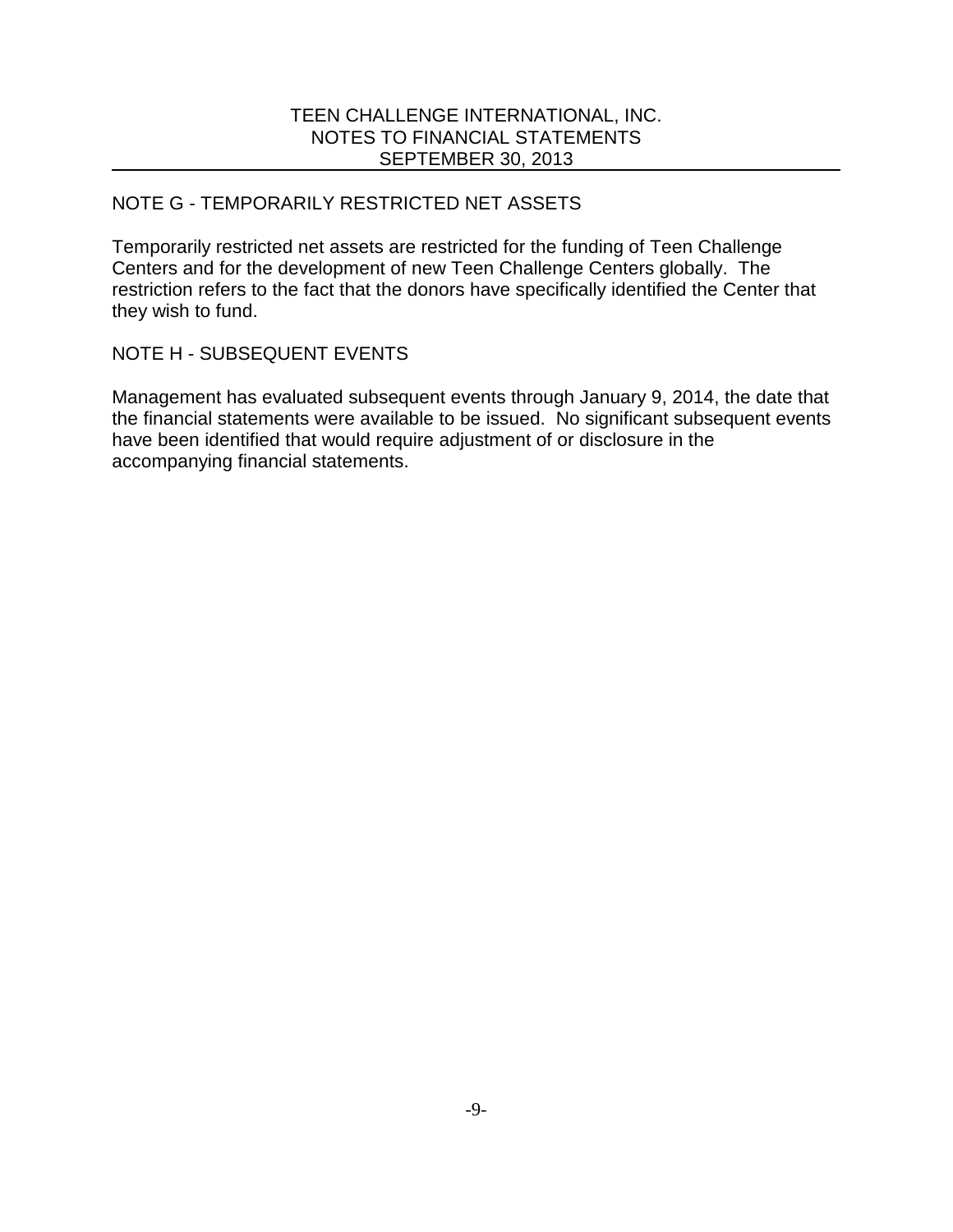## NOTE G - TEMPORARILY RESTRICTED NET ASSETS

Temporarily restricted net assets are restricted for the funding of Teen Challenge Centers and for the development of new Teen Challenge Centers globally. The restriction refers to the fact that the donors have specifically identified the Center that they wish to fund.

## NOTE H - SUBSEQUENT EVENTS

Management has evaluated subsequent events through January 9, 2014, the date that the financial statements were available to be issued. No significant subsequent events have been identified that would require adjustment of or disclosure in the accompanying financial statements.